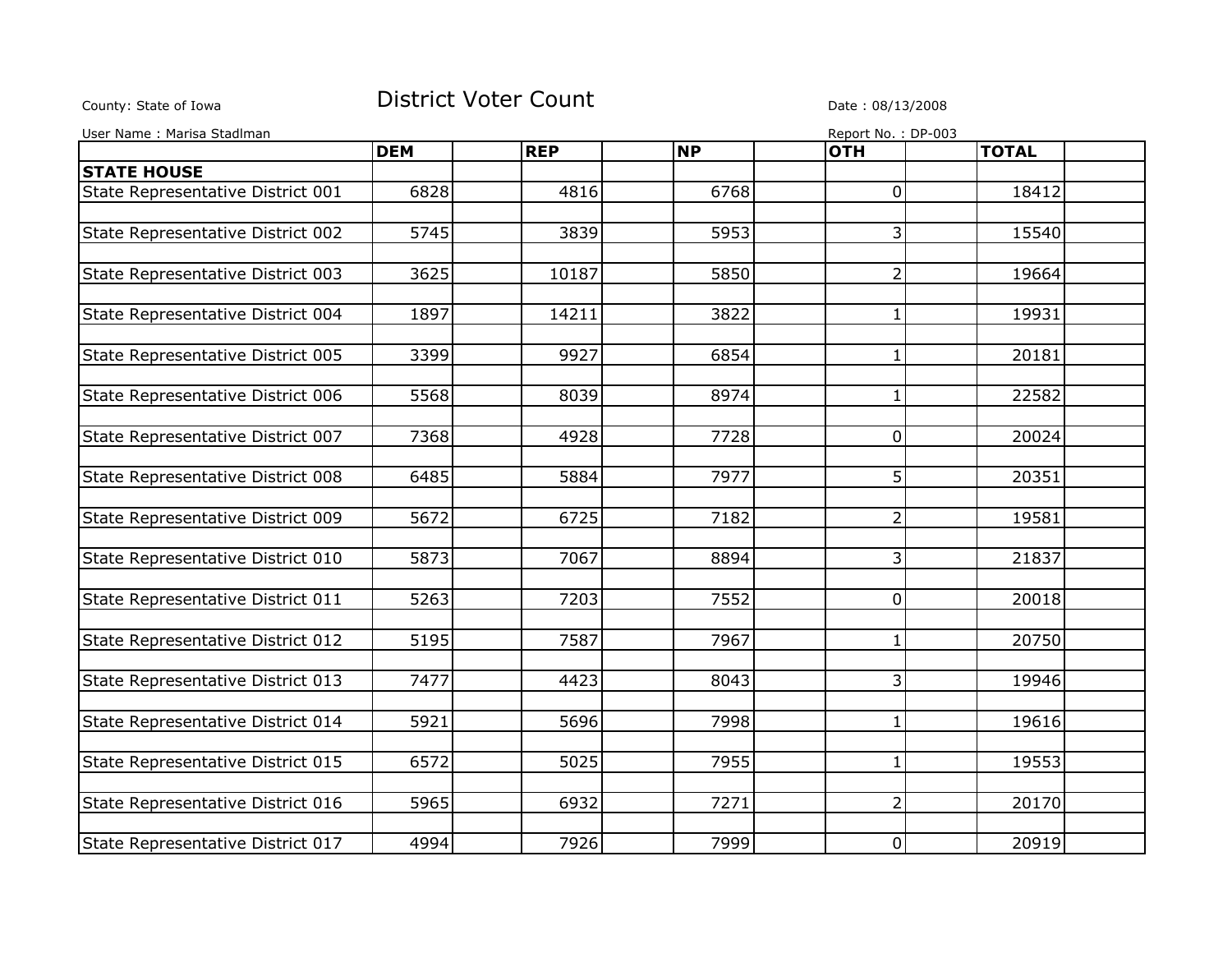County: State of Iowa

# District Voter Count

Date : 08/13/2008

User Name : Marisa Stadlman

Report No. : DP-003

| | DEM | REP | NP | OTH | TOTAL |
|---|---|---|---|---|---|
| **STATE HOUSE** | | | | | |
| State Representative District 001 | 6828 | 4816 | 6768 | 0 | 18412 |
| State Representative District 002 | 5745 | 3839 | 5953 | 3 | 15540 |
| State Representative District 003 | 3625 | 10187 | 5850 | 2 | 19664 |
| State Representative District 004 | 1897 | 14211 | 3822 | 1 | 19931 |
| State Representative District 005 | 3399 | 9927 | 6854 | 1 | 20181 |
| State Representative District 006 | 5568 | 8039 | 8974 | 1 | 22582 |
| State Representative District 007 | 7368 | 4928 | 7728 | 0 | 20024 |
| State Representative District 008 | 6485 | 5884 | 7977 | 5 | 20351 |
| State Representative District 009 | 5672 | 6725 | 7182 | 2 | 19581 |
| State Representative District 010 | 5873 | 7067 | 8894 | 3 | 21837 |
| State Representative District 011 | 5263 | 7203 | 7552 | 0 | 20018 |
| State Representative District 012 | 5195 | 7587 | 7967 | 1 | 20750 |
| State Representative District 013 | 7477 | 4423 | 8043 | 3 | 19946 |
| State Representative District 014 | 5921 | 5696 | 7998 | 1 | 19616 |
| State Representative District 015 | 6572 | 5025 | 7955 | 1 | 19553 |
| State Representative District 016 | 5965 | 6932 | 7271 | 2 | 20170 |
| State Representative District 017 | 4994 | 7926 | 7999 | 0 | 20919 |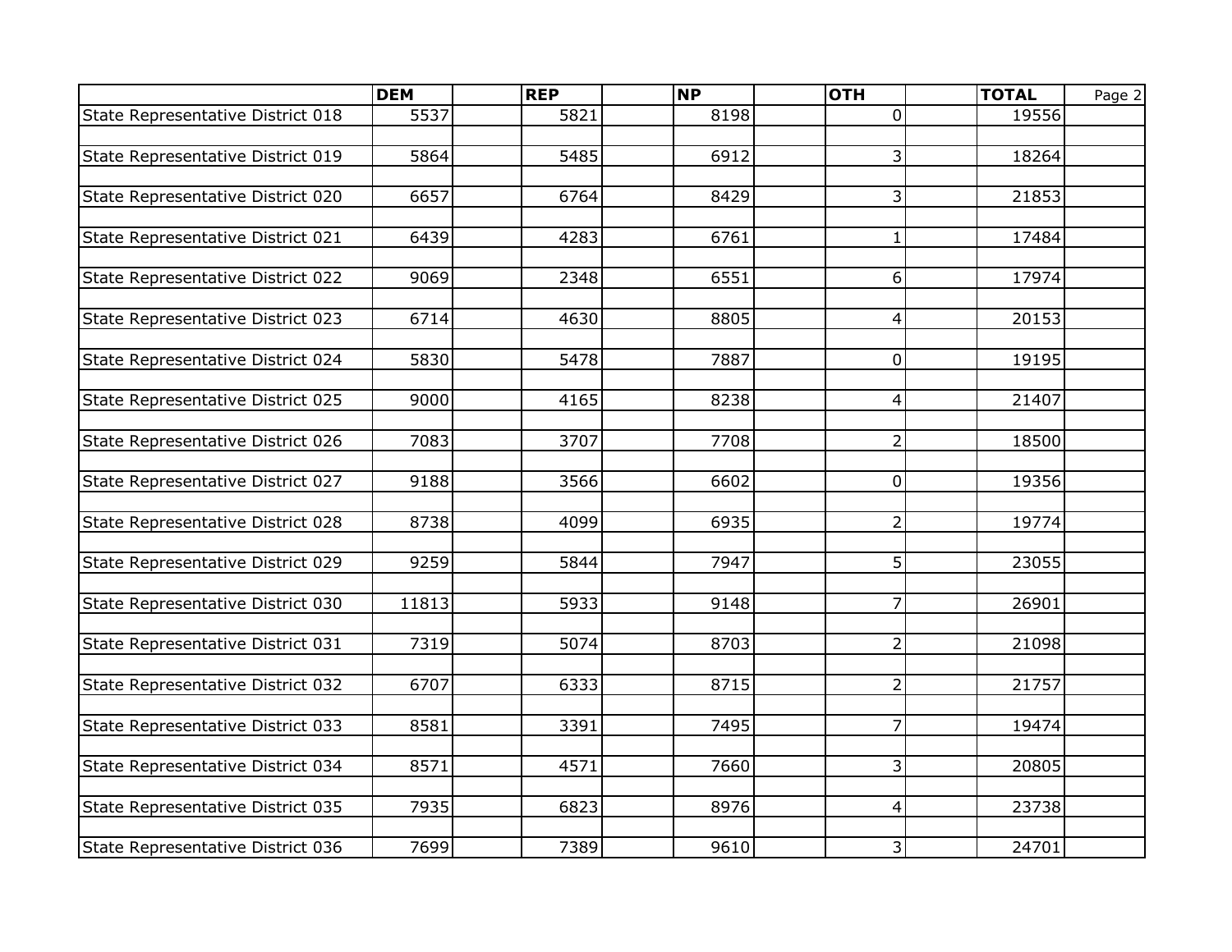| | DEM | REP | NP | OTH | TOTAL |
|---|---|---|---|---|---|
| State Representative District 018 | 5537 | 5821 | 8198 | 0 | 19556 |
| State Representative District 019 | 5864 | 5485 | 6912 | 3 | 18264 |
| State Representative District 020 | 6657 | 6764 | 8429 | 3 | 21853 |
| State Representative District 021 | 6439 | 4283 | 6761 | 1 | 17484 |
| State Representative District 022 | 9069 | 2348 | 6551 | 6 | 17974 |
| State Representative District 023 | 6714 | 4630 | 8805 | 4 | 20153 |
| State Representative District 024 | 5830 | 5478 | 7887 | 0 | 19195 |
| State Representative District 025 | 9000 | 4165 | 8238 | 4 | 21407 |
| State Representative District 026 | 7083 | 3707 | 7708 | 2 | 18500 |
| State Representative District 027 | 9188 | 3566 | 6602 | 0 | 19356 |
| State Representative District 028 | 8738 | 4099 | 6935 | 2 | 19774 |
| State Representative District 029 | 9259 | 5844 | 7947 | 5 | 23055 |
| State Representative District 030 | 11813 | 5933 | 9148 | 7 | 26901 |
| State Representative District 031 | 7319 | 5074 | 8703 | 2 | 21098 |
| State Representative District 032 | 6707 | 6333 | 8715 | 2 | 21757 |
| State Representative District 033 | 8581 | 3391 | 7495 | 7 | 19474 |
| State Representative District 034 | 8571 | 4571 | 7660 | 3 | 20805 |
| State Representative District 035 | 7935 | 6823 | 8976 | 4 | 23738 |
| State Representative District 036 | 7699 | 7389 | 9610 | 3 | 24701 |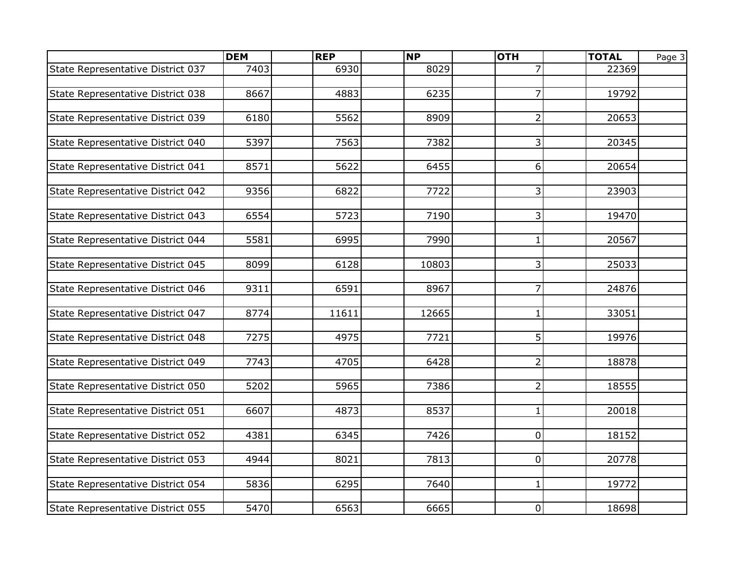| | DEM | REP | NP | OTH | TOTAL |
|---|---|---|---|---|---|
| State Representative District 037 | 7403 | 6930 | 8029 | 7 | 22369 |
| State Representative District 038 | 8667 | 4883 | 6235 | 7 | 19792 |
| State Representative District 039 | 6180 | 5562 | 8909 | 2 | 20653 |
| State Representative District 040 | 5397 | 7563 | 7382 | 3 | 20345 |
| State Representative District 041 | 8571 | 5622 | 6455 | 6 | 20654 |
| State Representative District 042 | 9356 | 6822 | 7722 | 3 | 23903 |
| State Representative District 043 | 6554 | 5723 | 7190 | 3 | 19470 |
| State Representative District 044 | 5581 | 6995 | 7990 | 1 | 20567 |
| State Representative District 045 | 8099 | 6128 | 10803 | 3 | 25033 |
| State Representative District 046 | 9311 | 6591 | 8967 | 7 | 24876 |
| State Representative District 047 | 8774 | 11611 | 12665 | 1 | 33051 |
| State Representative District 048 | 7275 | 4975 | 7721 | 5 | 19976 |
| State Representative District 049 | 7743 | 4705 | 6428 | 2 | 18878 |
| State Representative District 050 | 5202 | 5965 | 7386 | 2 | 18555 |
| State Representative District 051 | 6607 | 4873 | 8537 | 1 | 20018 |
| State Representative District 052 | 4381 | 6345 | 7426 | 0 | 18152 |
| State Representative District 053 | 4944 | 8021 | 7813 | 0 | 20778 |
| State Representative District 054 | 5836 | 6295 | 7640 | 1 | 19772 |
| State Representative District 055 | 5470 | 6563 | 6665 | 0 | 18698 |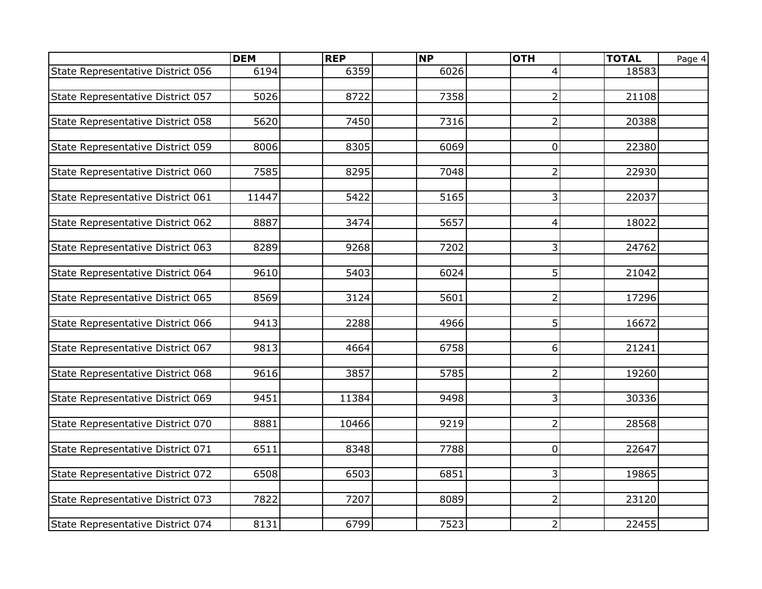| | DEM | REP | NP | OTH | TOTAL |
|---|---|---|---|---|---|
| State Representative District 056 | 6194 | 6359 | 6026 | 4 | 18583 |
| State Representative District 057 | 5026 | 8722 | 7358 | 2 | 21108 |
| State Representative District 058 | 5620 | 7450 | 7316 | 2 | 20388 |
| State Representative District 059 | 8006 | 8305 | 6069 | 0 | 22380 |
| State Representative District 060 | 7585 | 8295 | 7048 | 2 | 22930 |
| State Representative District 061 | 11447 | 5422 | 5165 | 3 | 22037 |
| State Representative District 062 | 8887 | 3474 | 5657 | 4 | 18022 |
| State Representative District 063 | 8289 | 9268 | 7202 | 3 | 24762 |
| State Representative District 064 | 9610 | 5403 | 6024 | 5 | 21042 |
| State Representative District 065 | 8569 | 3124 | 5601 | 2 | 17296 |
| State Representative District 066 | 9413 | 2288 | 4966 | 5 | 16672 |
| State Representative District 067 | 9813 | 4664 | 6758 | 6 | 21241 |
| State Representative District 068 | 9616 | 3857 | 5785 | 2 | 19260 |
| State Representative District 069 | 9451 | 11384 | 9498 | 3 | 30336 |
| State Representative District 070 | 8881 | 10466 | 9219 | 2 | 28568 |
| State Representative District 071 | 6511 | 8348 | 7788 | 0 | 22647 |
| State Representative District 072 | 6508 | 6503 | 6851 | 3 | 19865 |
| State Representative District 073 | 7822 | 7207 | 8089 | 2 | 23120 |
| State Representative District 074 | 8131 | 6799 | 7523 | 2 | 22455 |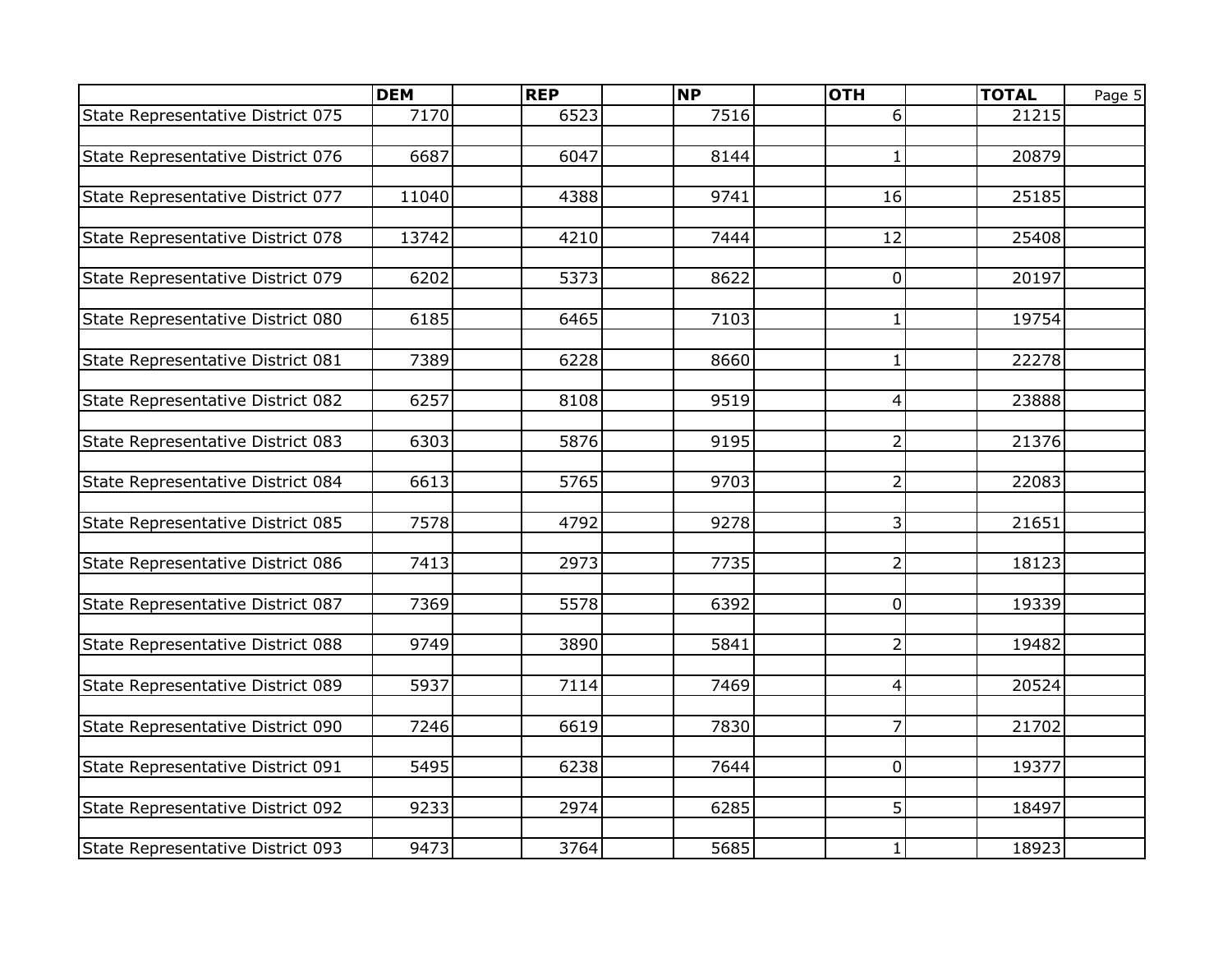| | DEM | REP | NP | OTH | TOTAL |
|---|---|---|---|---|---|
| State Representative District 075 | 7170 | 6523 | 7516 | 6 | 21215 |
| State Representative District 076 | 6687 | 6047 | 8144 | 1 | 20879 |
| State Representative District 077 | 11040 | 4388 | 9741 | 16 | 25185 |
| State Representative District 078 | 13742 | 4210 | 7444 | 12 | 25408 |
| State Representative District 079 | 6202 | 5373 | 8622 | 0 | 20197 |
| State Representative District 080 | 6185 | 6465 | 7103 | 1 | 19754 |
| State Representative District 081 | 7389 | 6228 | 8660 | 1 | 22278 |
| State Representative District 082 | 6257 | 8108 | 9519 | 4 | 23888 |
| State Representative District 083 | 6303 | 5876 | 9195 | 2 | 21376 |
| State Representative District 084 | 6613 | 5765 | 9703 | 2 | 22083 |
| State Representative District 085 | 7578 | 4792 | 9278 | 3 | 21651 |
| State Representative District 086 | 7413 | 2973 | 7735 | 2 | 18123 |
| State Representative District 087 | 7369 | 5578 | 6392 | 0 | 19339 |
| State Representative District 088 | 9749 | 3890 | 5841 | 2 | 19482 |
| State Representative District 089 | 5937 | 7114 | 7469 | 4 | 20524 |
| State Representative District 090 | 7246 | 6619 | 7830 | 7 | 21702 |
| State Representative District 091 | 5495 | 6238 | 7644 | 0 | 19377 |
| State Representative District 092 | 9233 | 2974 | 6285 | 5 | 18497 |
| State Representative District 093 | 9473 | 3764 | 5685 | 1 | 18923 |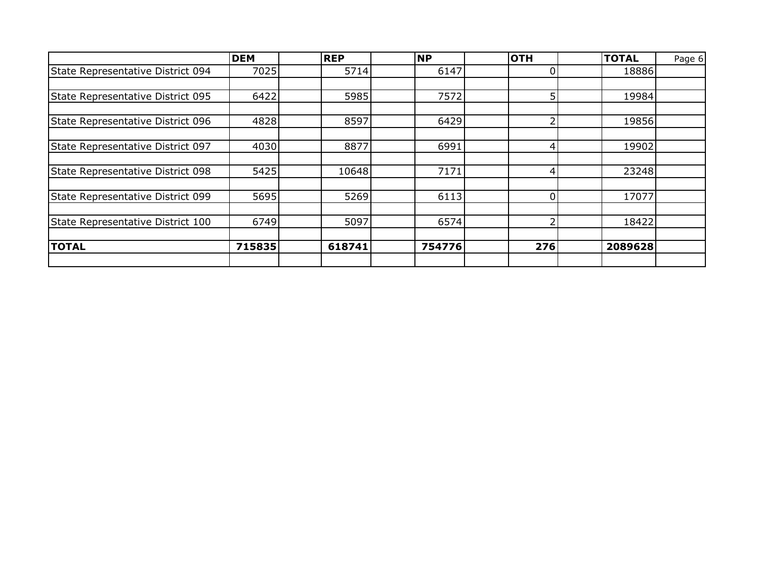| | DEM | | REP | | NP | | OTH | | TOTAL | |
|---|---|---|---|---|---|---|---|---|---|---|
| State Representative District 094 | 7025 | | 5714 | | 6147 | | 0 | | 18886 | |
| | | | | | | | | | | |
| State Representative District 095 | 6422 | | 5985 | | 7572 | | 5 | | 19984 | |
| | | | | | | | | | | |
| State Representative District 096 | 4828 | | 8597 | | 6429 | | 2 | | 19856 | |
| | | | | | | | | | | |
| State Representative District 097 | 4030 | | 8877 | | 6991 | | 4 | | 19902 | |
| | | | | | | | | | | |
| State Representative District 098 | 5425 | | 10648 | | 7171 | | 4 | | 23248 | |
| | | | | | | | | | | |
| State Representative District 099 | 5695 | | 5269 | | 6113 | | 0 | | 17077 | |
| | | | | | | | | | | |
| State Representative District 100 | 6749 | | 5097 | | 6574 | | 2 | | 18422 | |
| | | | | | | | | | | |
| **TOTAL** | **715835** | | **618741** | | **754776** | | **276** | | **2089628** | |
| | | | | | | | | | | |